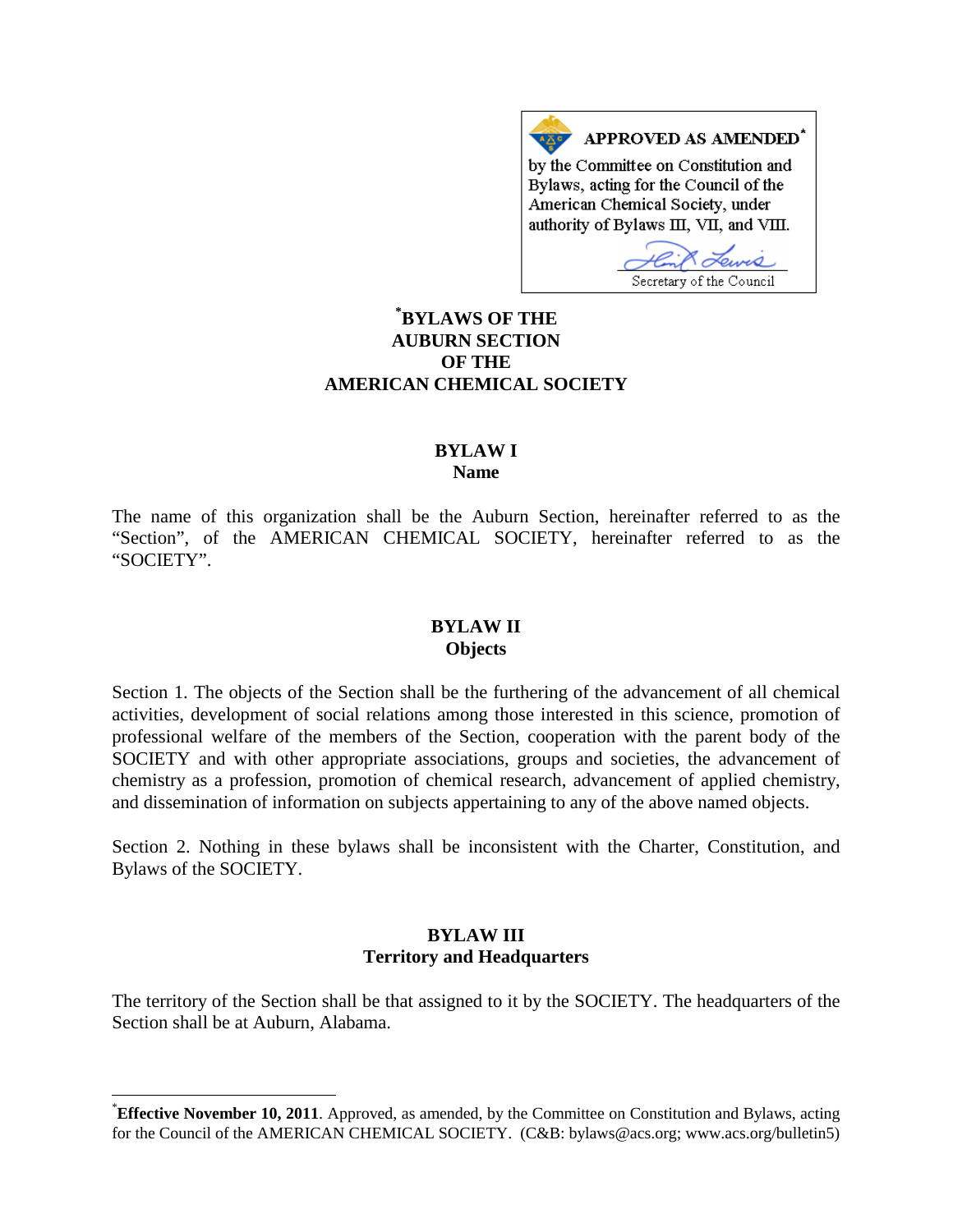**APPROVED AS AMENDED***

by the Committee on Constitution and Bylaws, acting for the Council of the American Chemical Society, under authority of Bylaws III, VII, and VIII.

Secretary of the Council

# *BYLAWS OF THE AUBURN SECTION OF THE AMERICAN CHEMICAL SOCIETY

## BYLAW I
### Name

The name of this organization shall be the Auburn Section, hereinafter referred to as the "Section", of the AMERICAN CHEMICAL SOCIETY, hereinafter referred to as the "SOCIETY".

## BYLAW II
### Objects

Section 1. The objects of the Section shall be the furthering of the advancement of all chemical activities, development of social relations among those interested in this science, promotion of professional welfare of the members of the Section, cooperation with the parent body of the SOCIETY and with other appropriate associations, groups and societies, the advancement of chemistry as a profession, promotion of chemical research, advancement of applied chemistry, and dissemination of information on subjects appertaining to any of the above named objects.

Section 2. Nothing in these bylaws shall be inconsistent with the Charter, Constitution, and Bylaws of the SOCIETY.

## BYLAW III
### Territory and Headquarters

The territory of the Section shall be that assigned to it by the SOCIETY. The headquarters of the Section shall be at Auburn, Alabama.

---

***Effective November 10, 2011**. Approved, as amended, by the Committee on Constitution and Bylaws, acting for the Council of the AMERICAN CHEMICAL SOCIETY. (C&B: bylaws@acs.org; www.acs.org/bulletin5)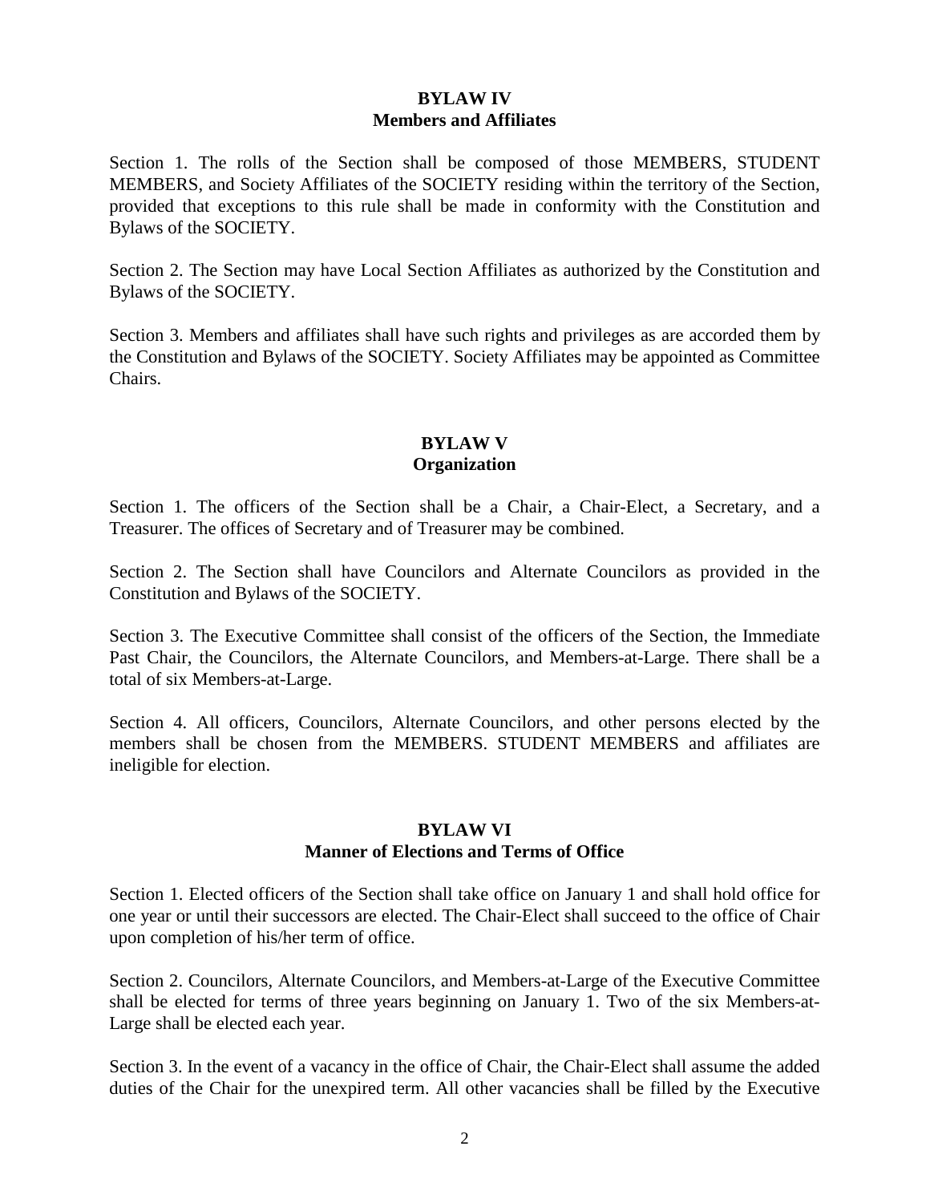## BYLAW IV
## Members and Affiliates

Section 1. The rolls of the Section shall be composed of those MEMBERS, STUDENT MEMBERS, and Society Affiliates of the SOCIETY residing within the territory of the Section, provided that exceptions to this rule shall be made in conformity with the Constitution and Bylaws of the SOCIETY.

Section 2. The Section may have Local Section Affiliates as authorized by the Constitution and Bylaws of the SOCIETY.

Section 3. Members and affiliates shall have such rights and privileges as are accorded them by the Constitution and Bylaws of the SOCIETY. Society Affiliates may be appointed as Committee Chairs.

## BYLAW V
## Organization

Section 1. The officers of the Section shall be a Chair, a Chair-Elect, a Secretary, and a Treasurer. The offices of Secretary and of Treasurer may be combined.

Section 2. The Section shall have Councilors and Alternate Councilors as provided in the Constitution and Bylaws of the SOCIETY.

Section 3. The Executive Committee shall consist of the officers of the Section, the Immediate Past Chair, the Councilors, the Alternate Councilors, and Members-at-Large. There shall be a total of six Members-at-Large.

Section 4. All officers, Councilors, Alternate Councilors, and other persons elected by the members shall be chosen from the MEMBERS. STUDENT MEMBERS and affiliates are ineligible for election.

## BYLAW VI
## Manner of Elections and Terms of Office

Section 1. Elected officers of the Section shall take office on January 1 and shall hold office for one year or until their successors are elected. The Chair-Elect shall succeed to the office of Chair upon completion of his/her term of office.

Section 2. Councilors, Alternate Councilors, and Members-at-Large of the Executive Committee shall be elected for terms of three years beginning on January 1. Two of the six Members-at-Large shall be elected each year.

Section 3. In the event of a vacancy in the office of Chair, the Chair-Elect shall assume the added duties of the Chair for the unexpired term. All other vacancies shall be filled by the Executive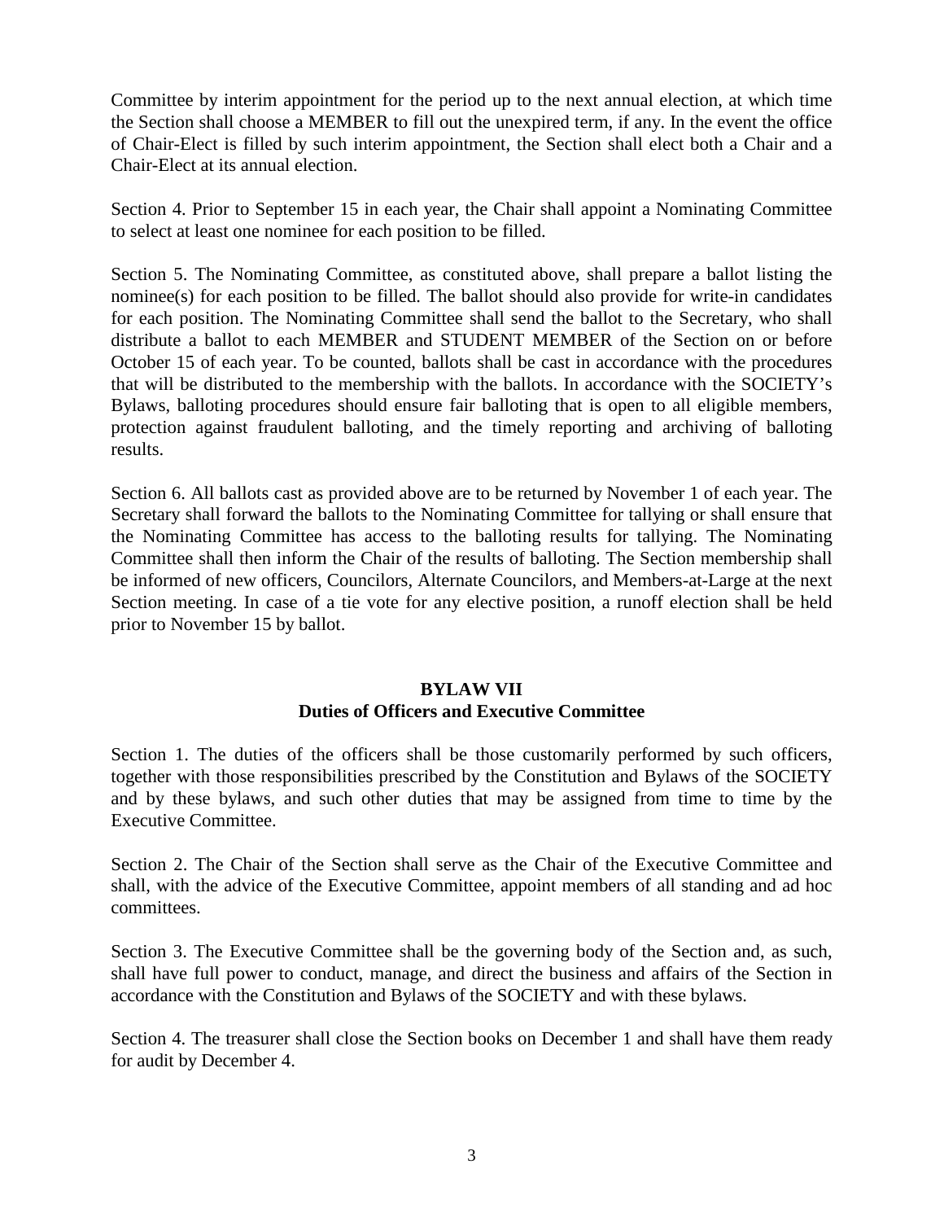Committee by interim appointment for the period up to the next annual election, at which time the Section shall choose a MEMBER to fill out the unexpired term, if any. In the event the office of Chair-Elect is filled by such interim appointment, the Section shall elect both a Chair and a Chair-Elect at its annual election.

Section 4. Prior to September 15 in each year, the Chair shall appoint a Nominating Committee to select at least one nominee for each position to be filled.

Section 5. The Nominating Committee, as constituted above, shall prepare a ballot listing the nominee(s) for each position to be filled. The ballot should also provide for write-in candidates for each position. The Nominating Committee shall send the ballot to the Secretary, who shall distribute a ballot to each MEMBER and STUDENT MEMBER of the Section on or before October 15 of each year. To be counted, ballots shall be cast in accordance with the procedures that will be distributed to the membership with the ballots. In accordance with the SOCIETY's Bylaws, balloting procedures should ensure fair balloting that is open to all eligible members, protection against fraudulent balloting, and the timely reporting and archiving of balloting results.

Section 6. All ballots cast as provided above are to be returned by November 1 of each year. The Secretary shall forward the ballots to the Nominating Committee for tallying or shall ensure that the Nominating Committee has access to the balloting results for tallying. The Nominating Committee shall then inform the Chair of the results of balloting. The Section membership shall be informed of new officers, Councilors, Alternate Councilors, and Members-at-Large at the next Section meeting. In case of a tie vote for any elective position, a runoff election shall be held prior to November 15 by ballot.

## BYLAW VII
## Duties of Officers and Executive Committee

Section 1. The duties of the officers shall be those customarily performed by such officers, together with those responsibilities prescribed by the Constitution and Bylaws of the SOCIETY and by these bylaws, and such other duties that may be assigned from time to time by the Executive Committee.

Section 2. The Chair of the Section shall serve as the Chair of the Executive Committee and shall, with the advice of the Executive Committee, appoint members of all standing and ad hoc committees.

Section 3. The Executive Committee shall be the governing body of the Section and, as such, shall have full power to conduct, manage, and direct the business and affairs of the Section in accordance with the Constitution and Bylaws of the SOCIETY and with these bylaws.

Section 4. The treasurer shall close the Section books on December 1 and shall have them ready for audit by December 4.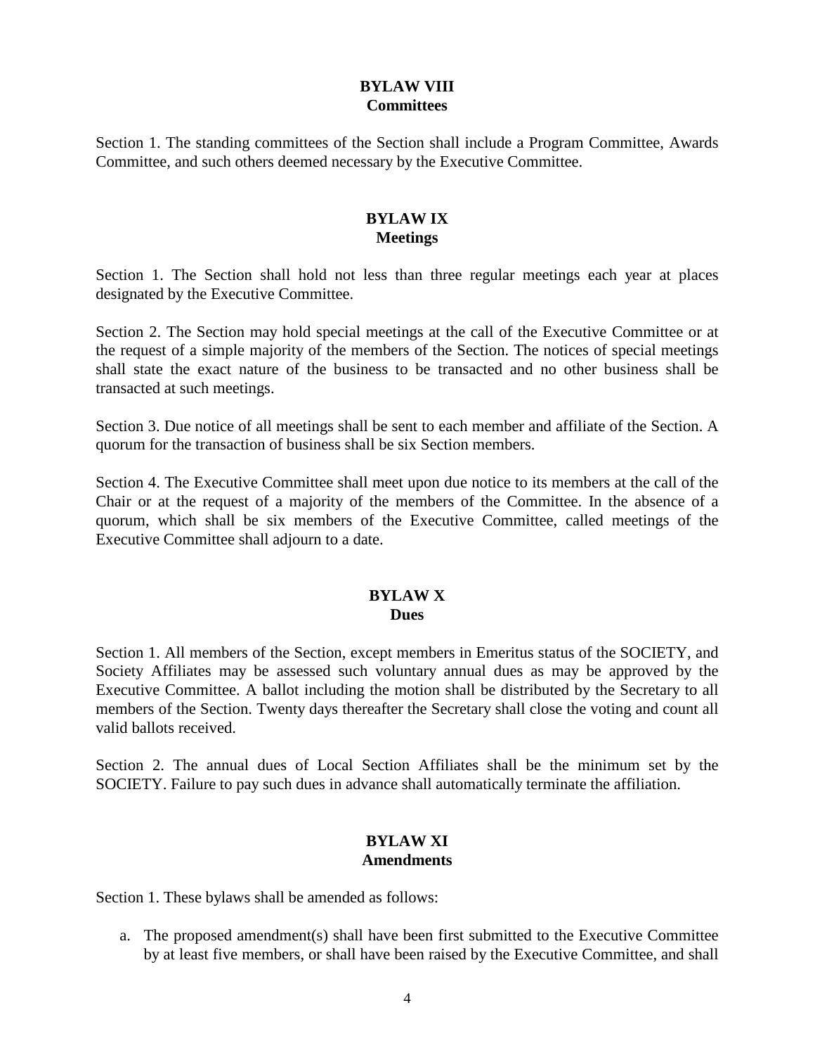## BYLAW VIII
## Committees

Section 1. The standing committees of the Section shall include a Program Committee, Awards Committee, and such others deemed necessary by the Executive Committee.

## BYLAW IX
## Meetings

Section 1. The Section shall hold not less than three regular meetings each year at places designated by the Executive Committee.

Section 2. The Section may hold special meetings at the call of the Executive Committee or at the request of a simple majority of the members of the Section. The notices of special meetings shall state the exact nature of the business to be transacted and no other business shall be transacted at such meetings.

Section 3. Due notice of all meetings shall be sent to each member and affiliate of the Section. A quorum for the transaction of business shall be six Section members.

Section 4. The Executive Committee shall meet upon due notice to its members at the call of the Chair or at the request of a majority of the members of the Committee. In the absence of a quorum, which shall be six members of the Executive Committee, called meetings of the Executive Committee shall adjourn to a date.

## BYLAW X
## Dues

Section 1. All members of the Section, except members in Emeritus status of the SOCIETY, and Society Affiliates may be assessed such voluntary annual dues as may be approved by the Executive Committee. A ballot including the motion shall be distributed by the Secretary to all members of the Section. Twenty days thereafter the Secretary shall close the voting and count all valid ballots received.

Section 2. The annual dues of Local Section Affiliates shall be the minimum set by the SOCIETY. Failure to pay such dues in advance shall automatically terminate the affiliation.

## BYLAW XI
## Amendments

Section 1. These bylaws shall be amended as follows:

a. The proposed amendment(s) shall have been first submitted to the Executive Committee by at least five members, or shall have been raised by the Executive Committee, and shall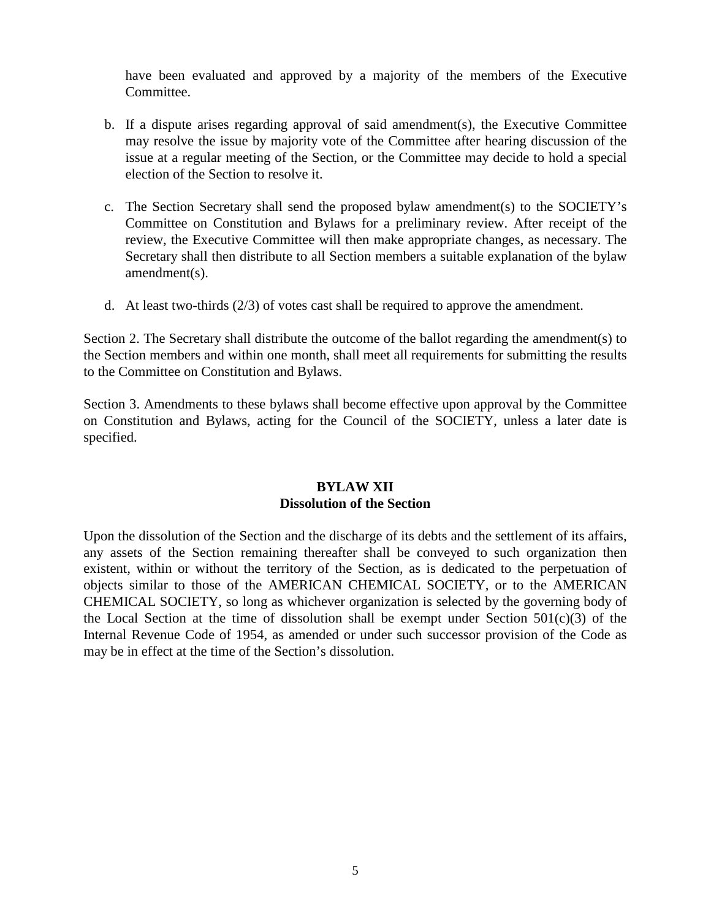have been evaluated and approved by a majority of the members of the Executive Committee.

b. If a dispute arises regarding approval of said amendment(s), the Executive Committee may resolve the issue by majority vote of the Committee after hearing discussion of the issue at a regular meeting of the Section, or the Committee may decide to hold a special election of the Section to resolve it.

c. The Section Secretary shall send the proposed bylaw amendment(s) to the SOCIETY's Committee on Constitution and Bylaws for a preliminary review. After receipt of the review, the Executive Committee will then make appropriate changes, as necessary. The Secretary shall then distribute to all Section members a suitable explanation of the bylaw amendment(s).

d. At least two-thirds (2/3) of votes cast shall be required to approve the amendment.

Section 2. The Secretary shall distribute the outcome of the ballot regarding the amendment(s) to the Section members and within one month, shall meet all requirements for submitting the results to the Committee on Constitution and Bylaws.

Section 3. Amendments to these bylaws shall become effective upon approval by the Committee on Constitution and Bylaws, acting for the Council of the SOCIETY, unless a later date is specified.

## BYLAW XII
## Dissolution of the Section

Upon the dissolution of the Section and the discharge of its debts and the settlement of its affairs, any assets of the Section remaining thereafter shall be conveyed to such organization then existent, within or without the territory of the Section, as is dedicated to the perpetuation of objects similar to those of the AMERICAN CHEMICAL SOCIETY, or to the AMERICAN CHEMICAL SOCIETY, so long as whichever organization is selected by the governing body of the Local Section at the time of dissolution shall be exempt under Section 501(c)(3) of the Internal Revenue Code of 1954, as amended or under such successor provision of the Code as may be in effect at the time of the Section's dissolution.